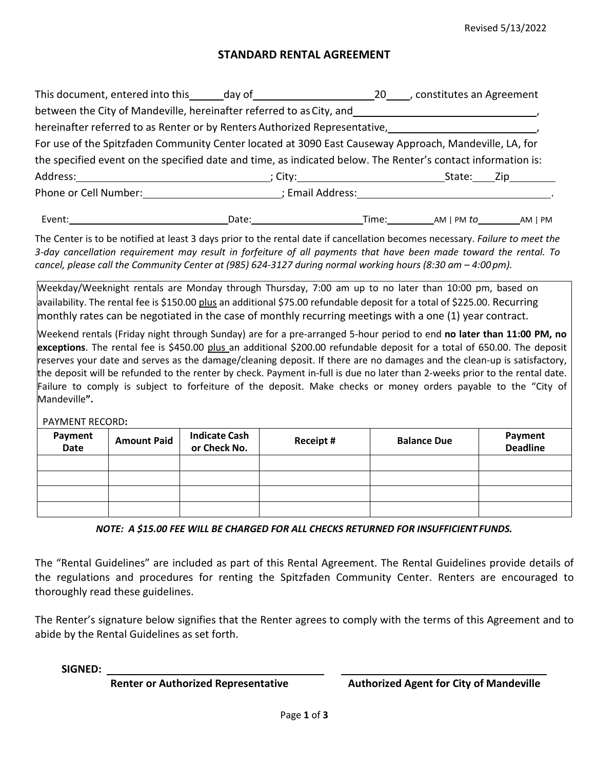Revised 5/13/2022

# STANDARD RENTAL AGREEMENT

This document, entered into this ______ day of ______________________ 20____, constitutes an Agreement between the City of Mandeville, hereinafter referred to as City, and __________________________________, hereinafter referred to as Renter or by Renters Authorized Representative, ____________________________, For use of the Spitzfaden Community Center located at 3090 East Causeway Approach, Mandeville, LA, for the specified event on the specified date and time, as indicated below. The Renter's contact information is:

Address: ____________________________________; City: ____________________________ State: ____ Zip ________

Phone or Cell Number: __________________________; Email Address: ______________________________________.

Event: ______________________________ Date: ____________________ Time: _________ AM | PM *to* ________ AM | PM

The Center is to be notified at least 3 days prior to the rental date if cancellation becomes necessary. *Failure to meet the 3-day cancellation requirement may result in forfeiture of all payments that have been made toward the rental. To cancel, please call the Community Center at (985) 624-3127 during normal working hours (8:30 am – 4:00 pm).*

Weekday/Weeknight rentals are Monday through Thursday, 7:00 am up to no later than 10:00 pm, based on availability. The rental fee is $150.00 plus an additional $75.00 refundable deposit for a total of $225.00. Recurring monthly rates can be negotiated in the case of monthly recurring meetings with a one (1) year contract.

Weekend rentals (Friday night through Sunday) are for a pre-arranged 5-hour period to end **no later than 11:00 PM, no exceptions**. The rental fee is $450.00 plus an additional $200.00 refundable deposit for a total of 650.00. The deposit reserves your date and serves as the damage/cleaning deposit. If there are no damages and the clean-up is satisfactory, the deposit will be refunded to the renter by check. Payment in-full is due no later than 2-weeks prior to the rental date. Failure to comply is subject to forfeiture of the deposit. Make checks or money orders payable to the "City of Mandeville**".**

PAYMENT RECORD**:**

| Payment Date | Amount Paid | Indicate Cash or Check No. | Receipt # | Balance Due | Payment Deadline |
|---|---|---|---|---|---|
| | | | | | |
| | | | | | |
| | | | | | |
| | | | | | |

***NOTE: A $15.00 FEE WILL BE CHARGED FOR ALL CHECKS RETURNED FOR INSUFFICIENT FUNDS.***

The "Rental Guidelines" are included as part of this Rental Agreement. The Rental Guidelines provide details of the regulations and procedures for renting the Spitzfaden Community Center. Renters are encouraged to thoroughly read these guidelines.

The Renter's signature below signifies that the Renter agrees to comply with the terms of this Agreement and to abide by the Rental Guidelines as set forth.

**SIGNED:** ____________________________________ ____________________________________

**Renter or Authorized Representative** **Authorized Agent for City of Mandeville**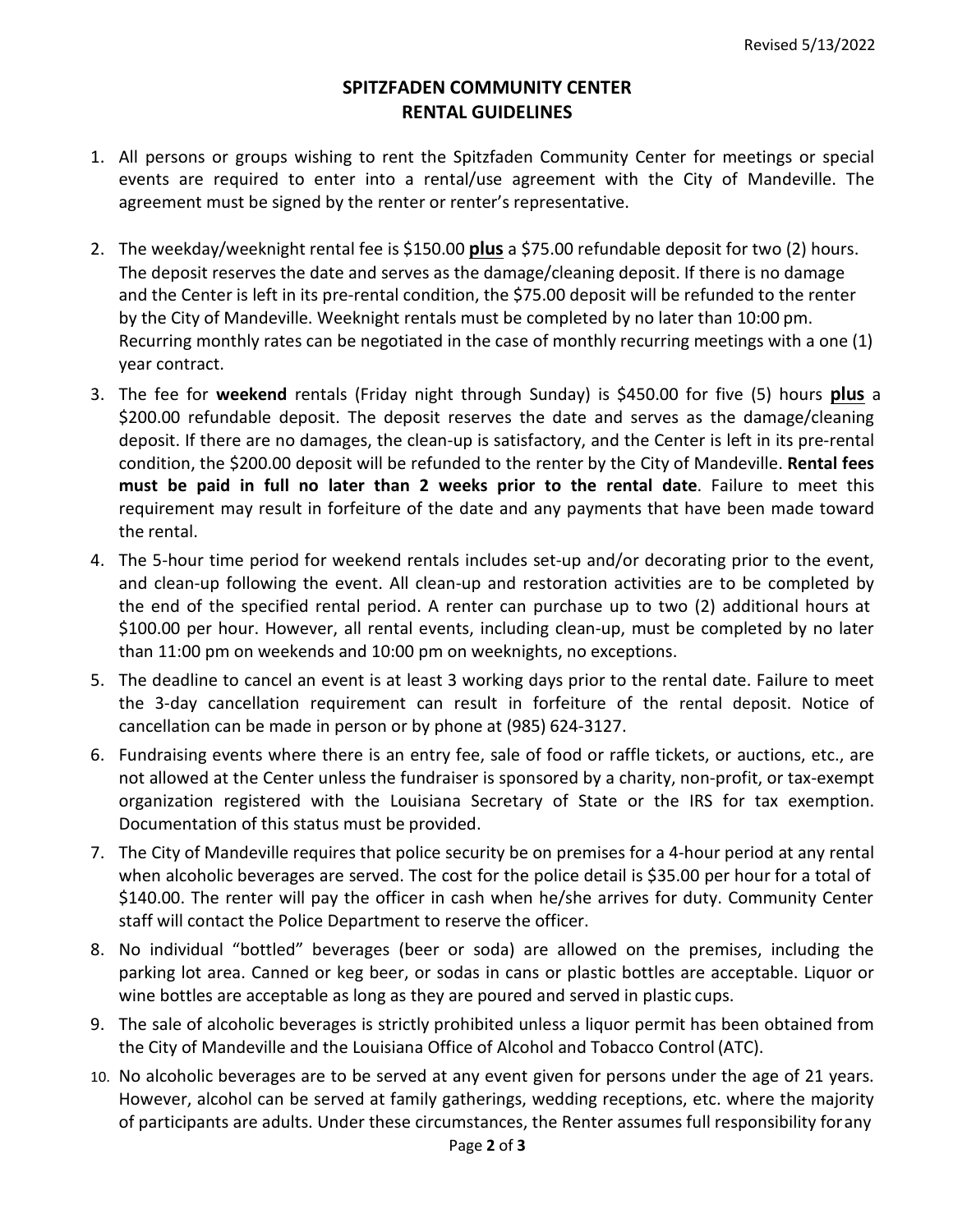# SPITZFADEN COMMUNITY CENTER
## RENTAL GUIDELINES

1. All persons or groups wishing to rent the Spitzfaden Community Center for meetings or special events are required to enter into a rental/use agreement with the City of Mandeville. The agreement must be signed by the renter or renter's representative.
2. The weekday/weeknight rental fee is $150.00 **plus** a $75.00 refundable deposit for two (2) hours. The deposit reserves the date and serves as the damage/cleaning deposit. If there is no damage and the Center is left in its pre-rental condition, the $75.00 deposit will be refunded to the renter by the City of Mandeville. Weeknight rentals must be completed by no later than 10:00 pm. Recurring monthly rates can be negotiated in the case of monthly recurring meetings with a one (1) year contract.
3. The fee for **weekend** rentals (Friday night through Sunday) is $450.00 for five (5) hours **plus** a $200.00 refundable deposit. The deposit reserves the date and serves as the damage/cleaning deposit. If there are no damages, the clean-up is satisfactory, and the Center is left in its pre-rental condition, the $200.00 deposit will be refunded to the renter by the City of Mandeville. **Rental fees must be paid in full no later than 2 weeks prior to the rental date**. Failure to meet this requirement may result in forfeiture of the date and any payments that have been made toward the rental.
4. The 5-hour time period for weekend rentals includes set-up and/or decorating prior to the event, and clean-up following the event. All clean-up and restoration activities are to be completed by the end of the specified rental period. A renter can purchase up to two (2) additional hours at $100.00 per hour. However, all rental events, including clean-up, must be completed by no later than 11:00 pm on weekends and 10:00 pm on weeknights, no exceptions.
5. The deadline to cancel an event is at least 3 working days prior to the rental date. Failure to meet the 3-day cancellation requirement can result in forfeiture of the rental deposit. Notice of cancellation can be made in person or by phone at (985) 624-3127.
6. Fundraising events where there is an entry fee, sale of food or raffle tickets, or auctions, etc., are not allowed at the Center unless the fundraiser is sponsored by a charity, non-profit, or tax-exempt organization registered with the Louisiana Secretary of State or the IRS for tax exemption. Documentation of this status must be provided.
7. The City of Mandeville requires that police security be on premises for a 4-hour period at any rental when alcoholic beverages are served. The cost for the police detail is $35.00 per hour for a total of $140.00. The renter will pay the officer in cash when he/she arrives for duty. Community Center staff will contact the Police Department to reserve the officer.
8. No individual "bottled" beverages (beer or soda) are allowed on the premises, including the parking lot area. Canned or keg beer, or sodas in cans or plastic bottles are acceptable. Liquor or wine bottles are acceptable as long as they are poured and served in plastic cups.
9. The sale of alcoholic beverages is strictly prohibited unless a liquor permit has been obtained from the City of Mandeville and the Louisiana Office of Alcohol and Tobacco Control (ATC).
10. No alcoholic beverages are to be served at any event given for persons under the age of 21 years. However, alcohol can be served at family gatherings, wedding receptions, etc. where the majority of participants are adults. Under these circumstances, the Renter assumes full responsibility for any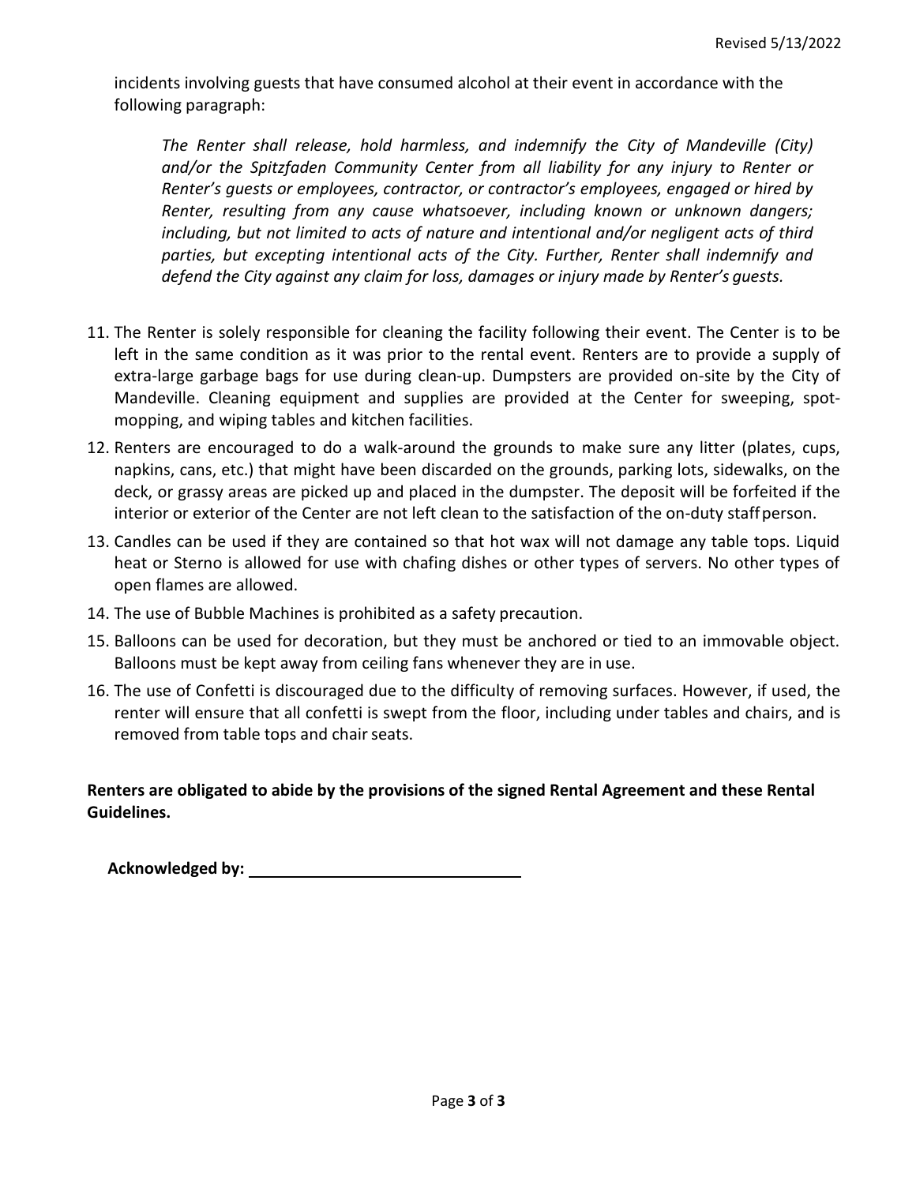incidents involving guests that have consumed alcohol at their event in accordance with the following paragraph:

> *The Renter shall release, hold harmless, and indemnify the City of Mandeville (City) and/or the Spitzfaden Community Center from all liability for any injury to Renter or Renter's guests or employees, contractor, or contractor's employees, engaged or hired by Renter, resulting from any cause whatsoever, including known or unknown dangers; including, but not limited to acts of nature and intentional and/or negligent acts of third parties, but excepting intentional acts of the City. Further, Renter shall indemnify and defend the City against any claim for loss, damages or injury made by Renter's guests.*

11. The Renter is solely responsible for cleaning the facility following their event. The Center is to be left in the same condition as it was prior to the rental event. Renters are to provide a supply of extra-large garbage bags for use during clean-up. Dumpsters are provided on-site by the City of Mandeville. Cleaning equipment and supplies are provided at the Center for sweeping, spot-mopping, and wiping tables and kitchen facilities.
12. Renters are encouraged to do a walk-around the grounds to make sure any litter (plates, cups, napkins, cans, etc.) that might have been discarded on the grounds, parking lots, sidewalks, on the deck, or grassy areas are picked up and placed in the dumpster. The deposit will be forfeited if the interior or exterior of the Center are not left clean to the satisfaction of the on-duty staff person.
13. Candles can be used if they are contained so that hot wax will not damage any table tops. Liquid heat or Sterno is allowed for use with chafing dishes or other types of servers. No other types of open flames are allowed.
14. The use of Bubble Machines is prohibited as a safety precaution.
15. Balloons can be used for decoration, but they must be anchored or tied to an immovable object. Balloons must be kept away from ceiling fans whenever they are in use.
16. The use of Confetti is discouraged due to the difficulty of removing surfaces. However, if used, the renter will ensure that all confetti is swept from the floor, including under tables and chairs, and is removed from table tops and chair seats.

**Renters are obligated to abide by the provisions of the signed Rental Agreement and these Rental Guidelines.**

**Acknowledged by:** ______________________________